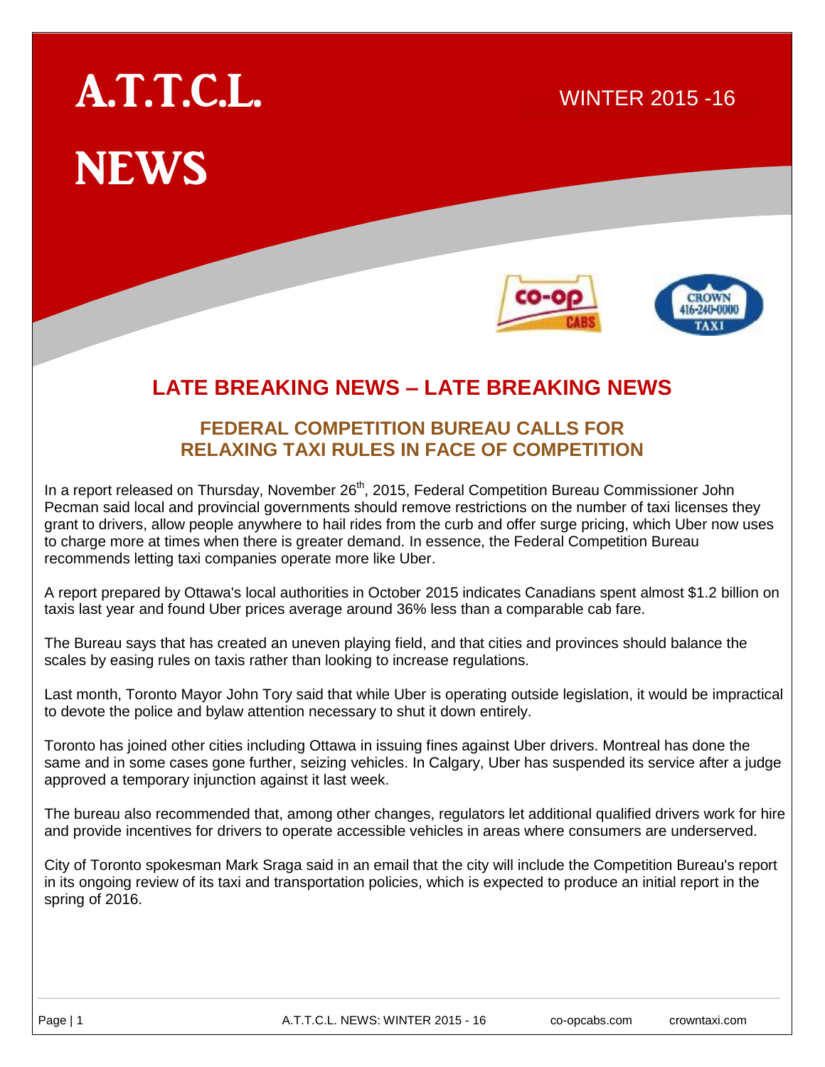# A.T.T.C.L. NEWS

WINTER 2015 -16

## LATE BREAKING NEWS – LATE BREAKING NEWS

### FEDERAL COMPETITION BUREAU CALLS FOR RELAXING TAXI RULES IN FACE OF COMPETITION

In a report released on Thursday, November 26th, 2015, Federal Competition Bureau Commissioner John Pecman said local and provincial governments should remove restrictions on the number of taxi licenses they grant to drivers, allow people anywhere to hail rides from the curb and offer surge pricing, which Uber now uses to charge more at times when there is greater demand. In essence, the Federal Competition Bureau recommends letting taxi companies operate more like Uber.

A report prepared by Ottawa's local authorities in October 2015 indicates Canadians spent almost $1.2 billion on taxis last year and found Uber prices average around 36% less than a comparable cab fare.

The Bureau says that has created an uneven playing field, and that cities and provinces should balance the scales by easing rules on taxis rather than looking to increase regulations.

Last month, Toronto Mayor John Tory said that while Uber is operating outside legislation, it would be impractical to devote the police and bylaw attention necessary to shut it down entirely.

Toronto has joined other cities including Ottawa in issuing fines against Uber drivers. Montreal has done the same and in some cases gone further, seizing vehicles. In Calgary, Uber has suspended its service after a judge approved a temporary injunction against it last week.

The bureau also recommended that, among other changes, regulators let additional qualified drivers work for hire and provide incentives for drivers to operate accessible vehicles in areas where consumers are underserved.

City of Toronto spokesman Mark Sraga said in an email that the city will include the Competition Bureau's report in its ongoing review of its taxi and transportation policies, which is expected to produce an initial report in the spring of 2016.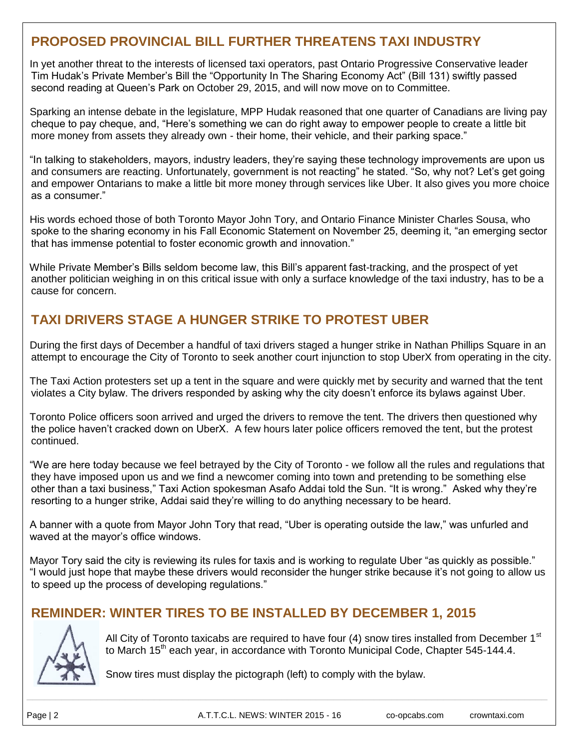## PROPOSED PROVINCIAL BILL FURTHER THREATENS TAXI INDUSTRY

In yet another threat to the interests of licensed taxi operators, past Ontario Progressive Conservative leader Tim Hudak's Private Member's Bill the "Opportunity In The Sharing Economy Act" (Bill 131) swiftly passed second reading at Queen's Park on October 29, 2015, and will now move on to Committee.

Sparking an intense debate in the legislature, MPP Hudak reasoned that one quarter of Canadians are living pay cheque to pay cheque, and, "Here's something we can do right away to empower people to create a little bit more money from assets they already own - their home, their vehicle, and their parking space."

"In talking to stakeholders, mayors, industry leaders, they're saying these technology improvements are upon us and consumers are reacting. Unfortunately, government is not reacting" he stated. "So, why not? Let's get going and empower Ontarians to make a little bit more money through services like Uber. It also gives you more choice as a consumer."

His words echoed those of both Toronto Mayor John Tory, and Ontario Finance Minister Charles Sousa, who spoke to the sharing economy in his Fall Economic Statement on November 25, deeming it, "an emerging sector that has immense potential to foster economic growth and innovation."

While Private Member's Bills seldom become law, this Bill's apparent fast-tracking, and the prospect of yet another politician weighing in on this critical issue with only a surface knowledge of the taxi industry, has to be a cause for concern.

## TAXI DRIVERS STAGE A HUNGER STRIKE TO PROTEST UBER

During the first days of December a handful of taxi drivers staged a hunger strike in Nathan Phillips Square in an attempt to encourage the City of Toronto to seek another court injunction to stop UberX from operating in the city.

The Taxi Action protesters set up a tent in the square and were quickly met by security and warned that the tent violates a City bylaw. The drivers responded by asking why the city doesn't enforce its bylaws against Uber.

Toronto Police officers soon arrived and urged the drivers to remove the tent. The drivers then questioned why the police haven't cracked down on UberX. A few hours later police officers removed the tent, but the protest continued.

"We are here today because we feel betrayed by the City of Toronto - we follow all the rules and regulations that they have imposed upon us and we find a newcomer coming into town and pretending to be something else other than a taxi business," Taxi Action spokesman Asafo Addai told the Sun. "It is wrong." Asked why they're resorting to a hunger strike, Addai said they're willing to do anything necessary to be heard.

A banner with a quote from Mayor John Tory that read, "Uber is operating outside the law," was unfurled and waved at the mayor's office windows.

Mayor Tory said the city is reviewing its rules for taxis and is working to regulate Uber "as quickly as possible." "I would just hope that maybe these drivers would reconsider the hunger strike because it's not going to allow us to speed up the process of developing regulations."

## REMINDER: WINTER TIRES TO BE INSTALLED BY DECEMBER 1, 2015

All City of Toronto taxicabs are required to have four (4) snow tires installed from December 1st to March 15th each year, in accordance with Toronto Municipal Code, Chapter 545-144.4.

Snow tires must display the pictograph (left) to comply with the bylaw.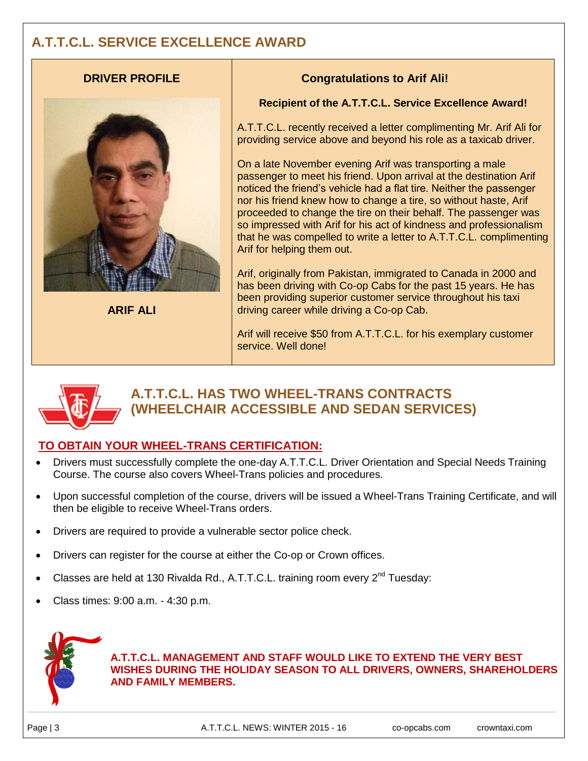## A.T.T.C.L. SERVICE EXCELLENCE AWARD

**DRIVER PROFILE**

**ARIF ALI**

**Congratulations to Arif Ali!**

**Recipient of the A.T.T.C.L. Service Excellence Award!**

A.T.T.C.L. recently received a letter complimenting Mr. Arif Ali for providing service above and beyond his role as a taxicab driver.

On a late November evening Arif was transporting a male passenger to meet his friend. Upon arrival at the destination Arif noticed the friend's vehicle had a flat tire. Neither the passenger nor his friend knew how to change a tire, so without haste, Arif proceeded to change the tire on their behalf. The passenger was so impressed with Arif for his act of kindness and professionalism that he was compelled to write a letter to A.T.T.C.L. complimenting Arif for helping them out.

Arif, originally from Pakistan, immigrated to Canada in 2000 and has been driving with Co-op Cabs for the past 15 years. He has been providing superior customer service throughout his taxi driving career while driving a Co-op Cab.

Arif will receive $50 from A.T.T.C.L. for his exemplary customer service. Well done!

## A.T.T.C.L. HAS TWO WHEEL-TRANS CONTRACTS (WHEELCHAIR ACCESSIBLE AND SEDAN SERVICES)

### TO OBTAIN YOUR WHEEL-TRANS CERTIFICATION:

- Drivers must successfully complete the one-day A.T.T.C.L. Driver Orientation and Special Needs Training Course. The course also covers Wheel-Trans policies and procedures.
- Upon successful completion of the course, drivers will be issued a Wheel-Trans Training Certificate, and will then be eligible to receive Wheel-Trans orders.
- Drivers are required to provide a vulnerable sector police check.
- Drivers can register for the course at either the Co-op or Crown offices.
- Classes are held at 130 Rivalda Rd., A.T.T.C.L. training room every 2nd Tuesday:
- Class times: 9:00 a.m. - 4:30 p.m.

**A.T.T.C.L. MANAGEMENT AND STAFF WOULD LIKE TO EXTEND THE VERY BEST WISHES DURING THE HOLIDAY SEASON TO ALL DRIVERS, OWNERS, SHAREHOLDERS AND FAMILY MEMBERS.**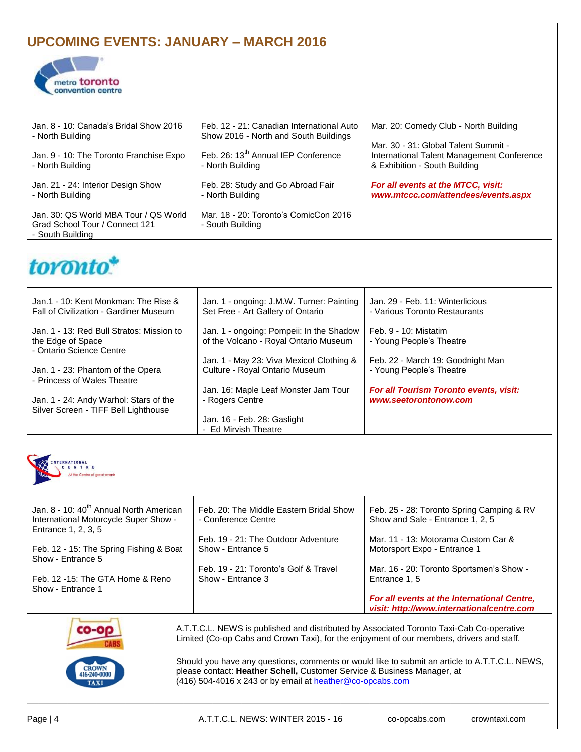## UPCOMING EVENTS: JANUARY – MARCH 2016

metro toronto convention centre

| | | |
|---|---|---|
| Jan. 8 - 10: Canada's Bridal Show 2016 - North Building<br><br>Jan. 9 - 10: The Toronto Franchise Expo - North Building<br><br>Jan. 21 - 24: Interior Design Show - North Building<br><br>Jan. 30: QS World MBA Tour / QS World Grad School Tour / Connect 121 - South Building | Feb. 12 - 21: Canadian International Auto Show 2016 - North and South Buildings<br><br>Feb. 26: 13th Annual IEP Conference - North Building<br><br>Feb. 28: Study and Go Abroad Fair - North Building<br><br>Mar. 18 - 20: Toronto's ComicCon 2016 - South Building | Mar. 20: Comedy Club - North Building<br><br>Mar. 30 - 31: Global Talent Summit - International Talent Management Conference & Exhibition - South Building<br><br>***For all events at the MTCC, visit: www.mtccc.com/attendees/events.aspx*** |

toronto

| | | |
|---|---|---|
| Jan.1 - 10: Kent Monkman: The Rise & Fall of Civilization - Gardiner Museum<br><br>Jan. 1 - 13: Red Bull Stratos: Mission to the Edge of Space - Ontario Science Centre<br><br>Jan. 1 - 23: Phantom of the Opera - Princess of Wales Theatre<br><br>Jan. 1 - 24: Andy Warhol: Stars of the Silver Screen - TIFF Bell Lighthouse | Jan. 1 - ongoing: J.M.W. Turner: Painting Set Free - Art Gallery of Ontario<br><br>Jan. 1 - ongoing: Pompeii: In the Shadow of the Volcano - Royal Ontario Museum<br><br>Jan. 1 - May 23: Viva Mexico! Clothing & Culture - Royal Ontario Museum<br><br>Jan. 16: Maple Leaf Monster Jam Tour - Rogers Centre<br><br>Jan. 16 - Feb. 28: Gaslight - Ed Mirvish Theatre | Jan. 29 - Feb. 11: Winterlicious - Various Toronto Restaurants<br><br>Feb. 9 - 10: Mistatim - Young People's Theatre<br><br>Feb. 22 - March 19: Goodnight Man - Young People's Theatre<br><br>***For all Tourism Toronto events, visit: www.seetorontonow.com*** |

INTERNATIONAL CENTRE
At the Centre of great events

| | | |
|---|---|---|
| Jan. 8 - 10: 40th Annual North American International Motorcycle Super Show - Entrance 1, 2, 3, 5<br><br>Feb. 12 - 15: The Spring Fishing & Boat Show - Entrance 5<br><br>Feb. 12 -15: The GTA Home & Reno Show - Entrance 1 | Feb. 20: The Middle Eastern Bridal Show - Conference Centre<br><br>Feb. 19 - 21: The Outdoor Adventure Show - Entrance 5<br><br>Feb. 19 - 21: Toronto's Golf & Travel Show - Entrance 3 | Feb. 25 - 28: Toronto Spring Camping & RV Show and Sale - Entrance 1, 2, 5<br><br>Mar. 11 - 13: Motorama Custom Car & Motorsport Expo - Entrance 1<br><br>Mar. 16 - 20: Toronto Sportsmen's Show - Entrance 1, 5<br><br>***For all events at the International Centre, visit: http://www.internationalcentre.com*** |

A.T.T.C.L. NEWS is published and distributed by Associated Toronto Taxi-Cab Co-operative Limited (Co-op Cabs and Crown Taxi), for the enjoyment of our members, drivers and staff.

Should you have any questions, comments or would like to submit an article to A.T.T.C.L. NEWS, please contact: **Heather Schell,** Customer Service & Business Manager, at (416) 504-4016 x 243 or by email at heather@co-opcabs.com